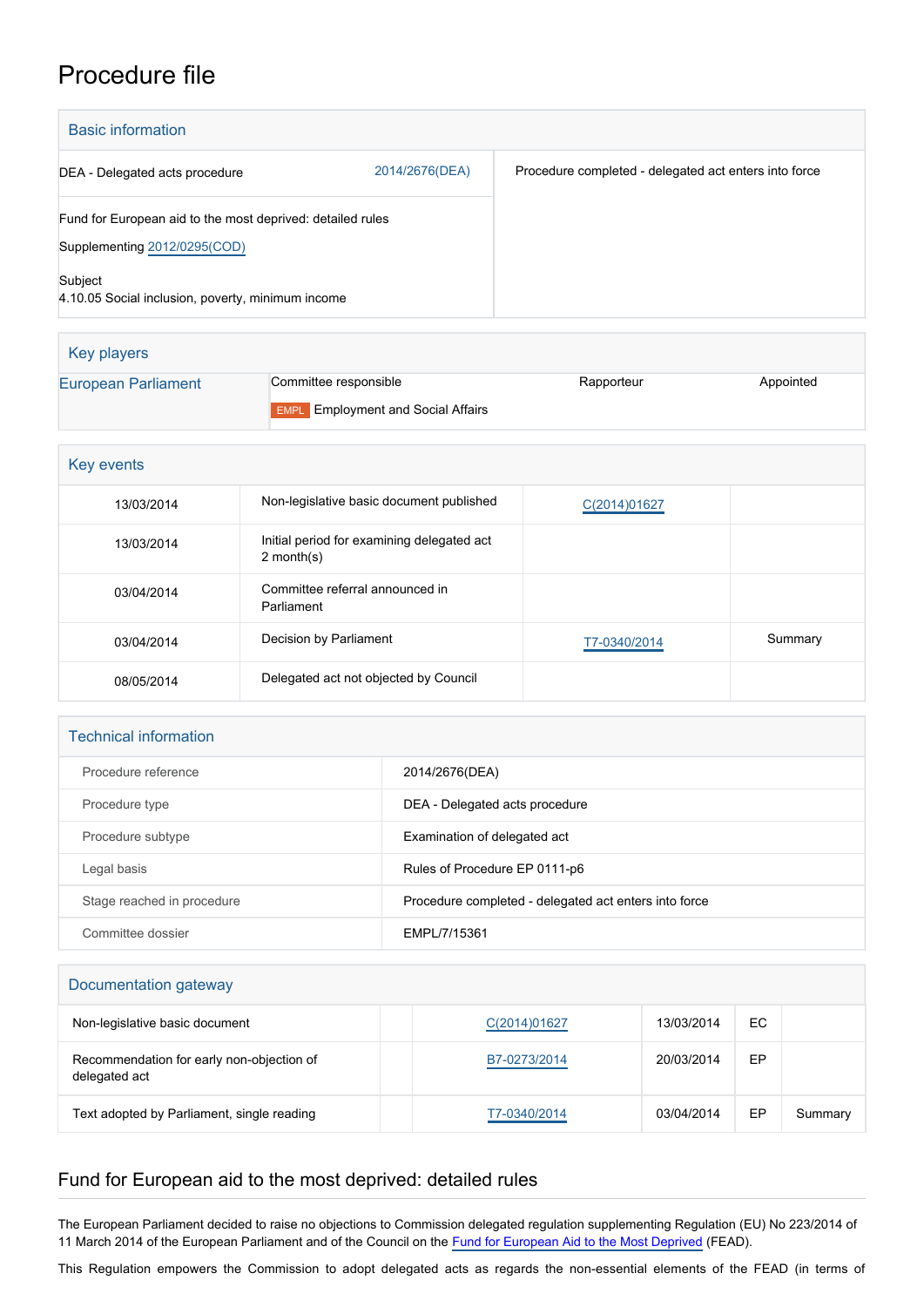# Procedure file

## Basic information

| | | |
|---|---|---|
| DEA - Delegated acts procedure | 2014/2676(DEA) | Procedure completed - delegated act enters into force |

Fund for European aid to the most deprived: detailed rules

Supplementing 2012/0295(COD)

Subject
4.10.05 Social inclusion, poverty, minimum income

## Key players

| | Committee responsible | Rapporteur | Appointed |
|---|---|---|---|
| European Parliament | EMPL Employment and Social Affairs | | |

## Key events

| | | | |
|---|---|---|---|
| 13/03/2014 | Non-legislative basic document published | C(2014)01627 | |
| 13/03/2014 | Initial period for examining delegated act 2 month(s) | | |
| 03/04/2014 | Committee referral announced in Parliament | | |
| 03/04/2014 | Decision by Parliament | T7-0340/2014 | Summary |
| 08/05/2014 | Delegated act not objected by Council | | |

## Technical information

| | |
|---|---|
| Procedure reference | 2014/2676(DEA) |
| Procedure type | DEA - Delegated acts procedure |
| Procedure subtype | Examination of delegated act |
| Legal basis | Rules of Procedure EP 0111-p6 |
| Stage reached in procedure | Procedure completed - delegated act enters into force |
| Committee dossier | EMPL/7/15361 |

## Documentation gateway

| | | | | | |
|---|---|---|---|---|---|
| Non-legislative basic document | | C(2014)01627 | 13/03/2014 | EC | |
| Recommendation for early non-objection of delegated act | | B7-0273/2014 | 20/03/2014 | EP | |
| Text adopted by Parliament, single reading | | T7-0340/2014 | 03/04/2014 | EP | Summary |

## Fund for European aid to the most deprived: detailed rules

The European Parliament decided to raise no objections to Commission delegated regulation supplementing Regulation (EU) No 223/2014 of 11 March 2014 of the European Parliament and of the Council on the Fund for European Aid to the Most Deprived (FEAD).

This Regulation empowers the Commission to adopt delegated acts as regards the non-essential elements of the FEAD (in terms of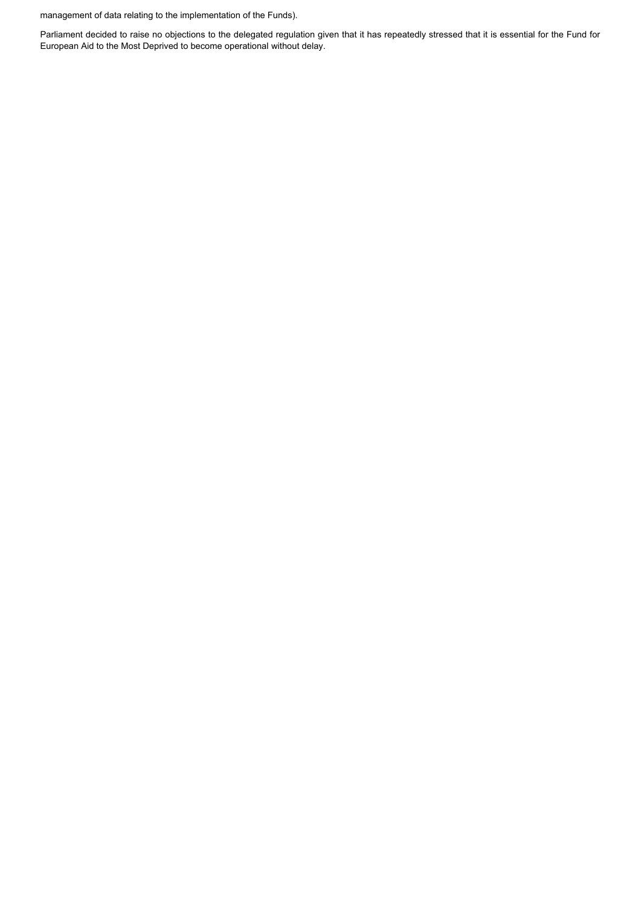management of data relating to the implementation of the Funds).

Parliament decided to raise no objections to the delegated regulation given that it has repeatedly stressed that it is essential for the Fund for European Aid to the Most Deprived to become operational without delay.